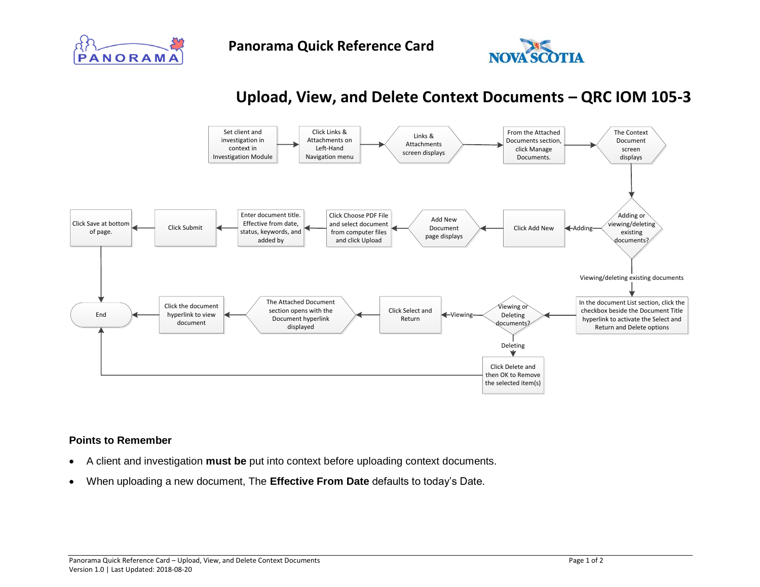Panorama Quick Reference Card

# Upload, View, and Delete Context Documents – QRC IOM 105-3

1. Set client and investigation in context in Investigation Module
2. Click Links & Attachments on Left-Hand Navigation menu
3. Links & Attachments screen displays
4. From the Attached Documents section, click Manage Documents.
5. The Context Document screen displays
6. Adding or viewing/deleting existing documents?
   - **Adding:**
     1. Click Add New
     2. Add New Document page displays
     3. Click Choose PDF File and select document from computer files and click Upload
     4. Enter document title. Effective from date, status, keywords, and added by
     5. Click Submit
     6. Click Save at bottom of page.
     7. End
   - **Viewing/deleting existing documents:**
     1. In the document List section, click the checkbox beside the Document Title hyperlink to activate the Select and Return and Delete options
     2. Viewing or Deleting documents?
        - **Viewing:**
          1. Click Select and Return
          2. The Attached Document section opens with the Document hyperlink displayed
          3. Click the document hyperlink to view document
          4. End
        - **Deleting:**
          1. Click Delete and then OK to Remove the selected item(s)
          2. End

### Points to Remember

- A client and investigation **must be** put into context before uploading context documents.
- When uploading a new document, The **Effective From Date** defaults to today's Date.

Panorama Quick Reference Card – Upload, View, and Delete Context Documents
Version 1.0 | Last Updated: 2018-08-20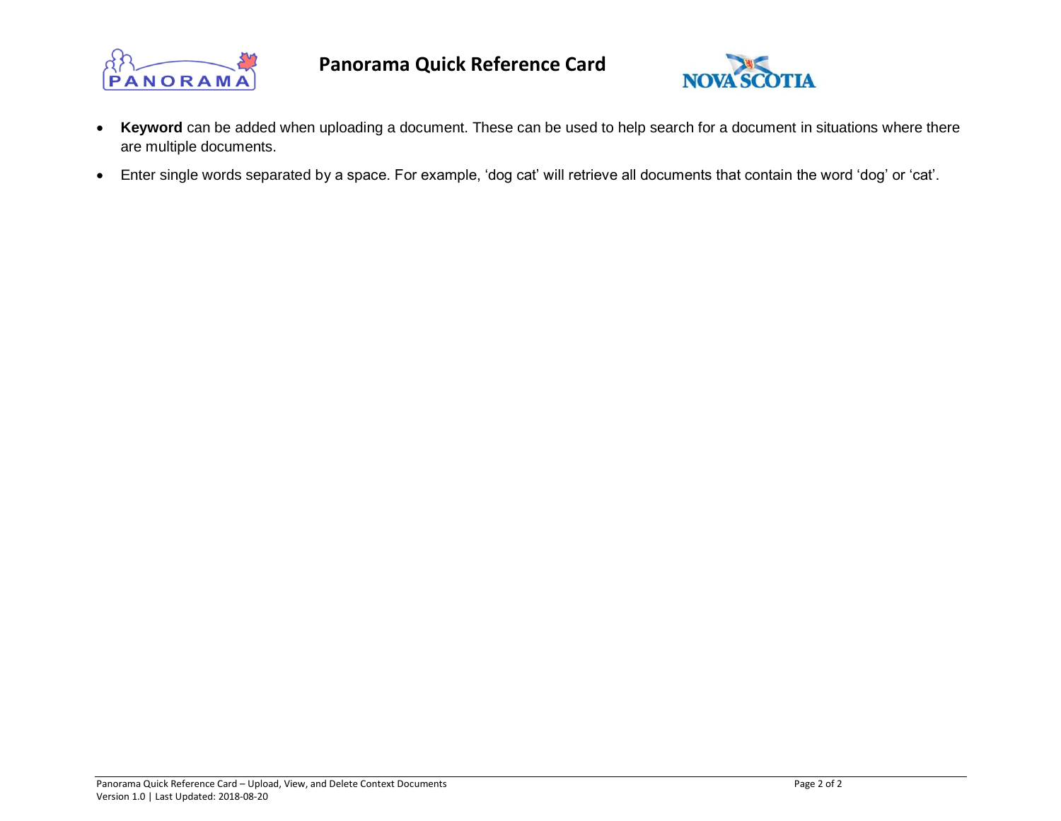- **Keyword** can be added when uploading a document. These can be used to help search for a document in situations where there are multiple documents.
- Enter single words separated by a space. For example, ‘dog cat’ will retrieve all documents that contain the word ‘dog’ or ‘cat’.